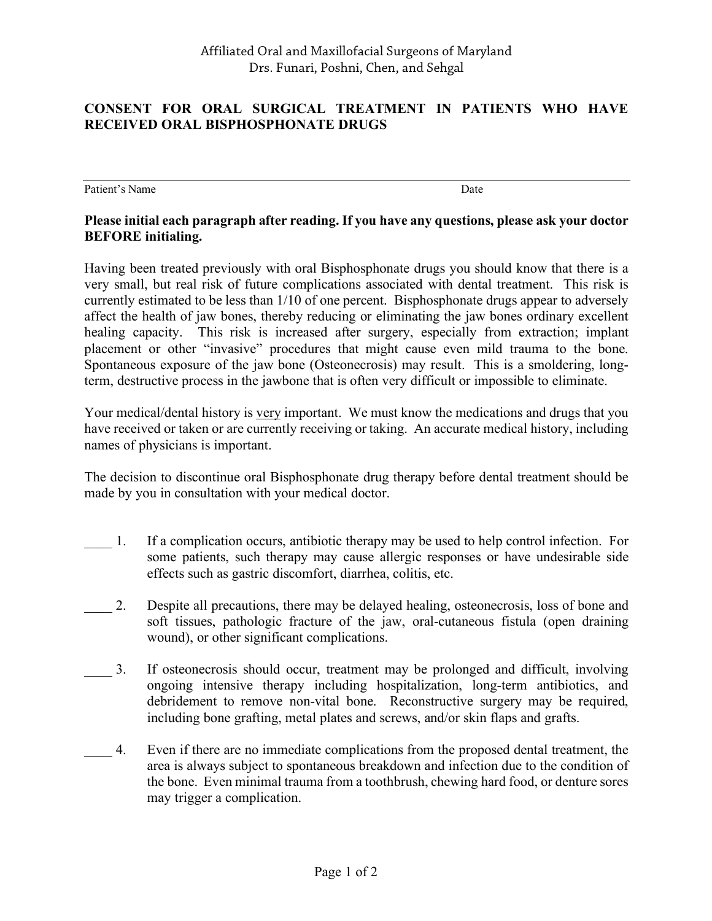Affiliated Oral and Maxillofacial Surgeons of Maryland
Drs. Funari, Poshni, Chen, and Sehgal

## CONSENT FOR ORAL SURGICAL TREATMENT IN PATIENTS WHO HAVE RECEIVED ORAL BISPHOSPHONATE DRUGS

Patient's Name _______________________________________________ Date ______________

**Please initial each paragraph after reading. If you have any questions, please ask your doctor BEFORE initialing.**

Having been treated previously with oral Bisphosphonate drugs you should know that there is a very small, but real risk of future complications associated with dental treatment. This risk is currently estimated to be less than 1/10 of one percent. Bisphosphonate drugs appear to adversely affect the health of jaw bones, thereby reducing or eliminating the jaw bones ordinary excellent healing capacity. This risk is increased after surgery, especially from extraction; implant placement or other "invasive" procedures that might cause even mild trauma to the bone. Spontaneous exposure of the jaw bone (Osteonecrosis) may result. This is a smoldering, long-term, destructive process in the jawbone that is often very difficult or impossible to eliminate.

Your medical/dental history is <u>very</u> important. We must know the medications and drugs that you have received or taken or are currently receiving or taking. An accurate medical history, including names of physicians is important.

The decision to discontinue oral Bisphosphonate drug therapy before dental treatment should be made by you in consultation with your medical doctor.

____ 1. If a complication occurs, antibiotic therapy may be used to help control infection. For some patients, such therapy may cause allergic responses or have undesirable side effects such as gastric discomfort, diarrhea, colitis, etc.

____ 2. Despite all precautions, there may be delayed healing, osteonecrosis, loss of bone and soft tissues, pathologic fracture of the jaw, oral-cutaneous fistula (open draining wound), or other significant complications.

____ 3. If osteonecrosis should occur, treatment may be prolonged and difficult, involving ongoing intensive therapy including hospitalization, long-term antibiotics, and debridement to remove non-vital bone. Reconstructive surgery may be required, including bone grafting, metal plates and screws, and/or skin flaps and grafts.

____ 4. Even if there are no immediate complications from the proposed dental treatment, the area is always subject to spontaneous breakdown and infection due to the condition of the bone. Even minimal trauma from a toothbrush, chewing hard food, or denture sores may trigger a complication.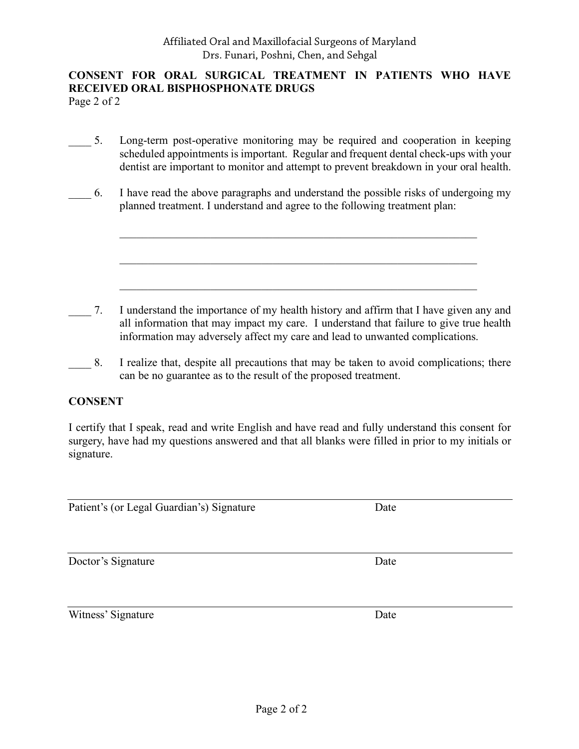Affiliated Oral and Maxillofacial Surgeons of Maryland
Drs. Funari, Poshni, Chen, and Sehgal

**CONSENT FOR ORAL SURGICAL TREATMENT IN PATIENTS WHO HAVE RECEIVED ORAL BISPHOSPHONATE DRUGS**
Page 2 of 2

____ 5. Long-term post-operative monitoring may be required and cooperation in keeping scheduled appointments is important. Regular and frequent dental check-ups with your dentist are important to monitor and attempt to prevent breakdown in your oral health.

____ 6. I have read the above paragraphs and understand the possible risks of undergoing my planned treatment. I understand and agree to the following treatment plan:

_________________________________________________________________

_________________________________________________________________

_________________________________________________________________

____ 7. I understand the importance of my health history and affirm that I have given any and all information that may impact my care. I understand that failure to give true health information may adversely affect my care and lead to unwanted complications.

____ 8. I realize that, despite all precautions that may be taken to avoid complications; there can be no guarantee as to the result of the proposed treatment.

**CONSENT**

I certify that I speak, read and write English and have read and fully understand this consent for surgery, have had my questions answered and that all blanks were filled in prior to my initials or signature.

_________________________________________________________________
Patient's (or Legal Guardian's) Signature Date

_________________________________________________________________
Doctor's Signature Date

_________________________________________________________________
Witness' Signature Date